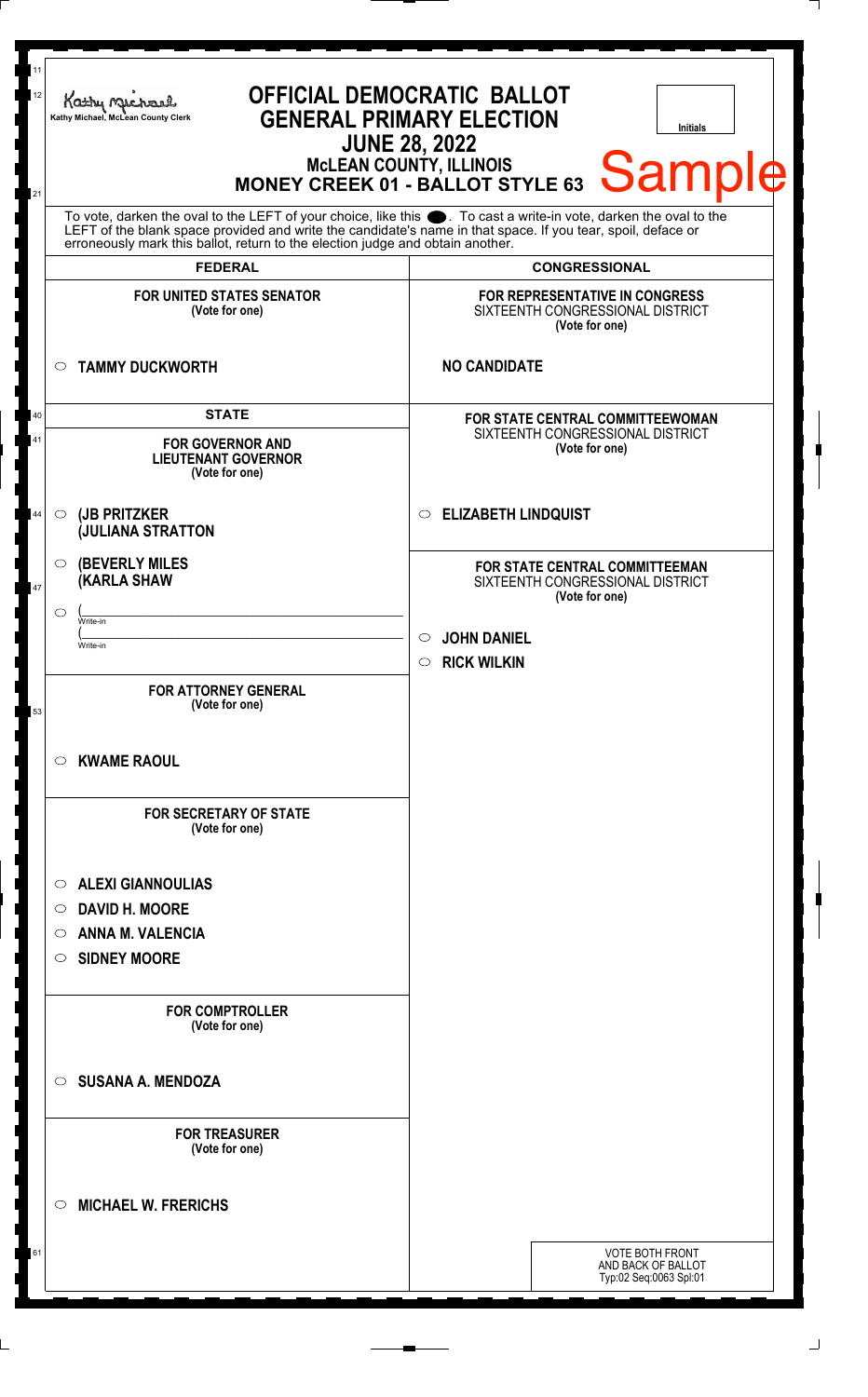Kathy Michael, McLean County Clerk

# OFFICIAL DEMOCRATIC BALLOT
## GENERAL PRIMARY ELECTION
## JUNE 28, 2022
### McLEAN COUNTY, ILLINOIS
### MONEY CREEK 01 - BALLOT STYLE 63

Initials

Sample

To vote, darken the oval to the LEFT of your choice, like this ●. To cast a write-in vote, darken the oval to the LEFT of the blank space provided and write the candidate's name in that space. If you tear, spoil, deface or erroneously mark this ballot, return to the election judge and obtain another.

## FEDERAL

**FOR UNITED STATES SENATOR**
**(Vote for one)**

○ **TAMMY DUCKWORTH**

## STATE

**FOR GOVERNOR AND LIEUTENANT GOVERNOR**
**(Vote for one)**

○ **(JB PRITZKER**
**(JULIANA STRATTON**

○ **(BEVERLY MILES**
**(KARLA SHAW**

○ (______________________ Write-in
(______________________ Write-in

**FOR ATTORNEY GENERAL**
**(Vote for one)**

○ **KWAME RAOUL**

**FOR SECRETARY OF STATE**
**(Vote for one)**

○ **ALEXI GIANNOULIAS**
○ **DAVID H. MOORE**
○ **ANNA M. VALENCIA**
○ **SIDNEY MOORE**

**FOR COMPTROLLER**
**(Vote for one)**

○ **SUSANA A. MENDOZA**

**FOR TREASURER**
**(Vote for one)**

○ **MICHAEL W. FRERICHS**

## CONGRESSIONAL

**FOR REPRESENTATIVE IN CONGRESS**
SIXTEENTH CONGRESSIONAL DISTRICT
**(Vote for one)**

**NO CANDIDATE**

**FOR STATE CENTRAL COMMITTEEWOMAN**
SIXTEENTH CONGRESSIONAL DISTRICT
**(Vote for one)**

○ **ELIZABETH LINDQUIST**

**FOR STATE CENTRAL COMMITTEEMAN**
SIXTEENTH CONGRESSIONAL DISTRICT
**(Vote for one)**

○ **JOHN DANIEL**
○ **RICK WILKIN**

VOTE BOTH FRONT AND BACK OF BALLOT
Typ:02 Seq:0063 Spl:01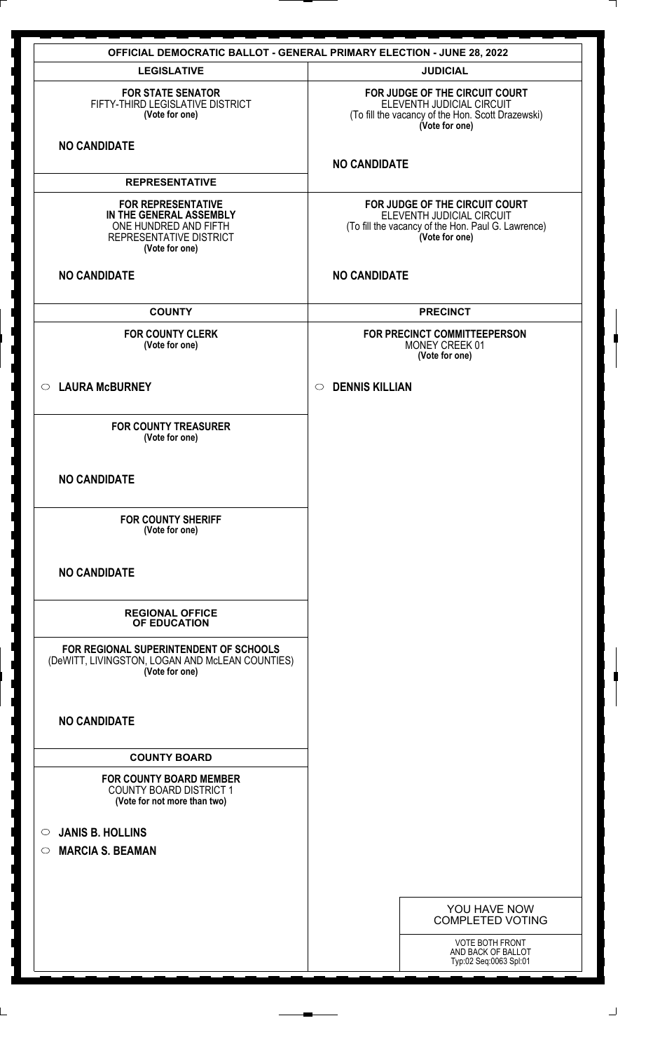# OFFICIAL DEMOCRATIC BALLOT - GENERAL PRIMARY ELECTION - JUNE 28, 2022

## LEGISLATIVE

**FOR STATE SENATOR**
FIFTY-THIRD LEGISLATIVE DISTRICT
**(Vote for one)**

**NO CANDIDATE**

## REPRESENTATIVE

**FOR REPRESENTATIVE IN THE GENERAL ASSEMBLY**
ONE HUNDRED AND FIFTH REPRESENTATIVE DISTRICT
**(Vote for one)**

**NO CANDIDATE**

## COUNTY

**FOR COUNTY CLERK**
**(Vote for one)**

- ○ **LAURA McBURNEY**

**FOR COUNTY TREASURER**
**(Vote for one)**

**NO CANDIDATE**

**FOR COUNTY SHERIFF**
**(Vote for one)**

**NO CANDIDATE**

## REGIONAL OFFICE OF EDUCATION

**FOR REGIONAL SUPERINTENDENT OF SCHOOLS**
(DeWITT, LIVINGSTON, LOGAN AND McLEAN COUNTIES)
**(Vote for one)**

**NO CANDIDATE**

## COUNTY BOARD

**FOR COUNTY BOARD MEMBER**
COUNTY BOARD DISTRICT 1
**(Vote for not more than two)**

- ○ **JANIS B. HOLLINS**
- ○ **MARCIA S. BEAMAN**

## JUDICIAL

**FOR JUDGE OF THE CIRCUIT COURT**
ELEVENTH JUDICIAL CIRCUIT
(To fill the vacancy of the Hon. Scott Drazewski)
**(Vote for one)**

**NO CANDIDATE**

**FOR JUDGE OF THE CIRCUIT COURT**
ELEVENTH JUDICIAL CIRCUIT
(To fill the vacancy of the Hon. Paul G. Lawrence)
**(Vote for one)**

**NO CANDIDATE**

## PRECINCT

**FOR PRECINCT COMMITTEEPERSON**
MONEY CREEK 01
**(Vote for one)**

- ○ **DENNIS KILLIAN**

YOU HAVE NOW COMPLETED VOTING

VOTE BOTH FRONT AND BACK OF BALLOT
Typ:02 Seq:0063 Spl:01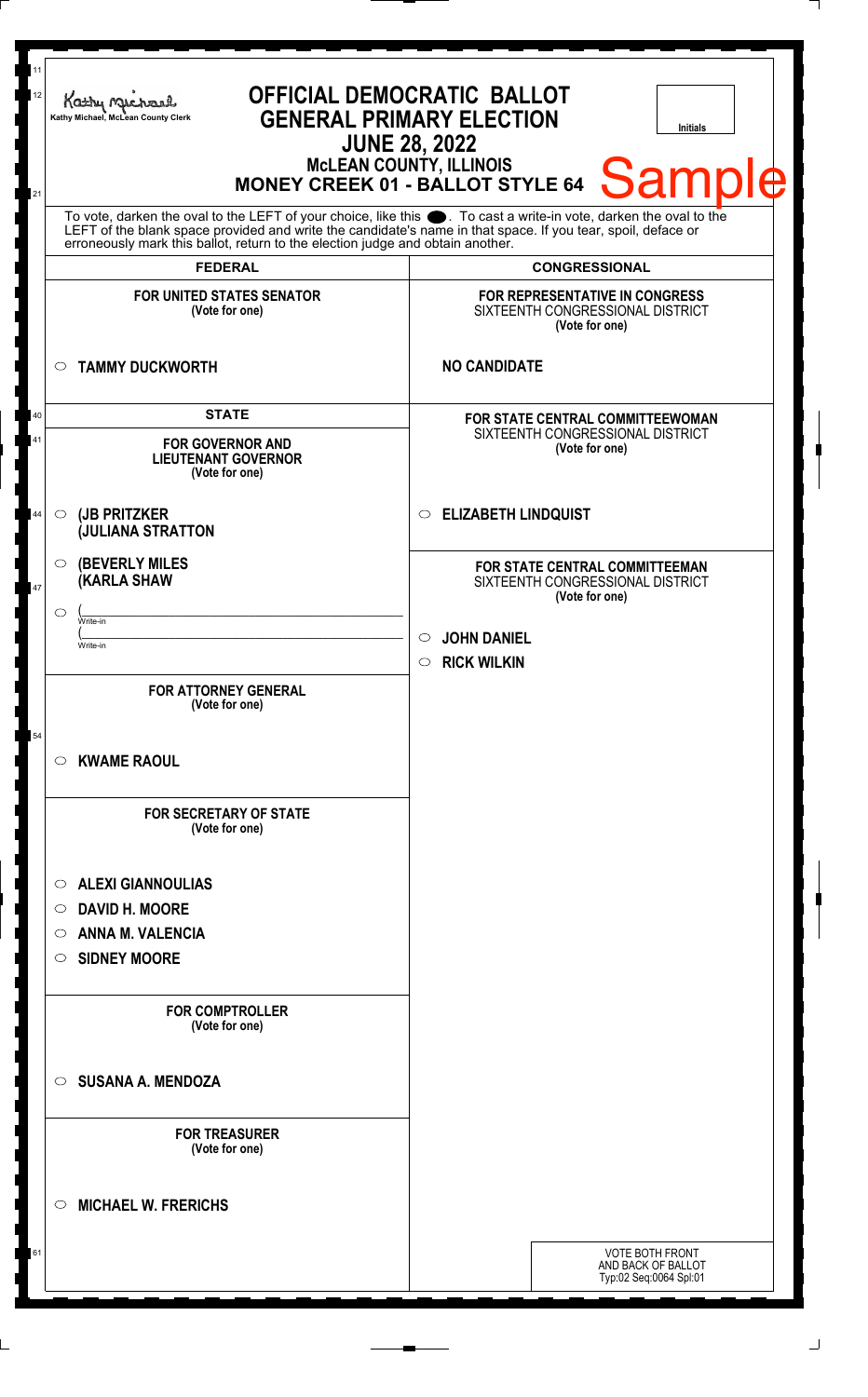Kathy Michael, McLean County Clerk

# OFFICIAL DEMOCRATIC BALLOT
## GENERAL PRIMARY ELECTION
## JUNE 28, 2022
### McLEAN COUNTY, ILLINOIS
### MONEY CREEK 01 - BALLOT STYLE 64

Initials

Sample

To vote, darken the oval to the LEFT of your choice, like this ●. To cast a write-in vote, darken the oval to the LEFT of the blank space provided and write the candidate's name in that space. If you tear, spoil, deface or erroneously mark this ballot, return to the election judge and obtain another.

## FEDERAL

**FOR UNITED STATES SENATOR**
(Vote for one)

○ **TAMMY DUCKWORTH**

## STATE

**FOR GOVERNOR AND LIEUTENANT GOVERNOR**
(Vote for one)

○ **(JB PRITZKER**
**(JULIANA STRATTON**

○ **(BEVERLY MILES**
**(KARLA SHAW**

○ (______________________ Write-in
(______________________ Write-in

**FOR ATTORNEY GENERAL**
(Vote for one)

○ **KWAME RAOUL**

**FOR SECRETARY OF STATE**
(Vote for one)

○ **ALEXI GIANNOULIAS**
○ **DAVID H. MOORE**
○ **ANNA M. VALENCIA**
○ **SIDNEY MOORE**

**FOR COMPTROLLER**
(Vote for one)

○ **SUSANA A. MENDOZA**

**FOR TREASURER**
(Vote for one)

○ **MICHAEL W. FRERICHS**

## CONGRESSIONAL

**FOR REPRESENTATIVE IN CONGRESS**
SIXTEENTH CONGRESSIONAL DISTRICT
(Vote for one)

**NO CANDIDATE**

**FOR STATE CENTRAL COMMITTEEWOMAN**
SIXTEENTH CONGRESSIONAL DISTRICT
(Vote for one)

○ **ELIZABETH LINDQUIST**

**FOR STATE CENTRAL COMMITTEEMAN**
SIXTEENTH CONGRESSIONAL DISTRICT
(Vote for one)

○ **JOHN DANIEL**
○ **RICK WILKIN**

VOTE BOTH FRONT AND BACK OF BALLOT
Typ:02 Seq:0064 Spl:01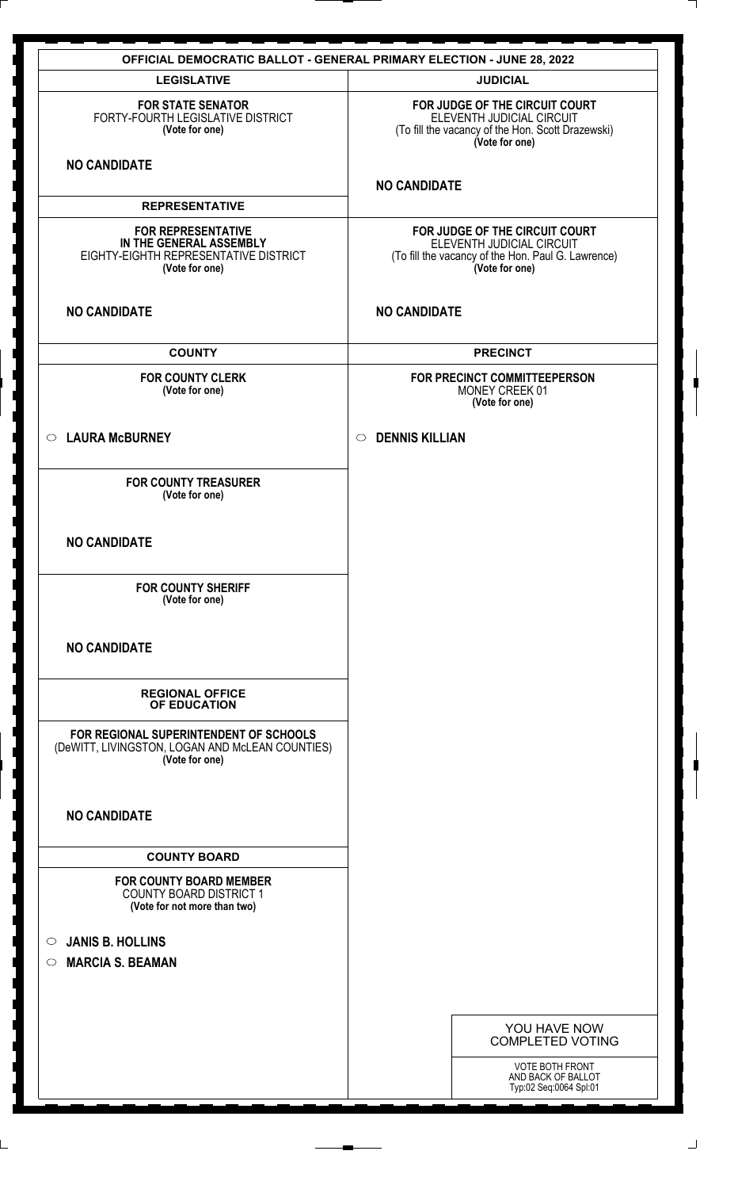# OFFICIAL DEMOCRATIC BALLOT - GENERAL PRIMARY ELECTION - JUNE 28, 2022

## LEGISLATIVE

**FOR STATE SENATOR**
FORTY-FOURTH LEGISLATIVE DISTRICT
**(Vote for one)**

**NO CANDIDATE**

## REPRESENTATIVE

**FOR REPRESENTATIVE IN THE GENERAL ASSEMBLY**
EIGHTY-EIGHTH REPRESENTATIVE DISTRICT
**(Vote for one)**

**NO CANDIDATE**

## COUNTY

**FOR COUNTY CLERK**
**(Vote for one)**

- **LAURA McBURNEY**

**FOR COUNTY TREASURER**
**(Vote for one)**

**NO CANDIDATE**

**FOR COUNTY SHERIFF**
**(Vote for one)**

**NO CANDIDATE**

## REGIONAL OFFICE OF EDUCATION

**FOR REGIONAL SUPERINTENDENT OF SCHOOLS**
(DeWITT, LIVINGSTON, LOGAN AND McLEAN COUNTIES)
**(Vote for one)**

**NO CANDIDATE**

## COUNTY BOARD

**FOR COUNTY BOARD MEMBER**
COUNTY BOARD DISTRICT 1
**(Vote for not more than two)**

- **JANIS B. HOLLINS**
- **MARCIA S. BEAMAN**

## JUDICIAL

**FOR JUDGE OF THE CIRCUIT COURT**
ELEVENTH JUDICIAL CIRCUIT
(To fill the vacancy of the Hon. Scott Drazewski)
**(Vote for one)**

**NO CANDIDATE**

**FOR JUDGE OF THE CIRCUIT COURT**
ELEVENTH JUDICIAL CIRCUIT
(To fill the vacancy of the Hon. Paul G. Lawrence)
**(Vote for one)**

**NO CANDIDATE**

## PRECINCT

**FOR PRECINCT COMMITTEEPERSON**
MONEY CREEK 01
**(Vote for one)**

- **DENNIS KILLIAN**

YOU HAVE NOW COMPLETED VOTING

VOTE BOTH FRONT AND BACK OF BALLOT
Typ:02 Seq:0064 Spl:01